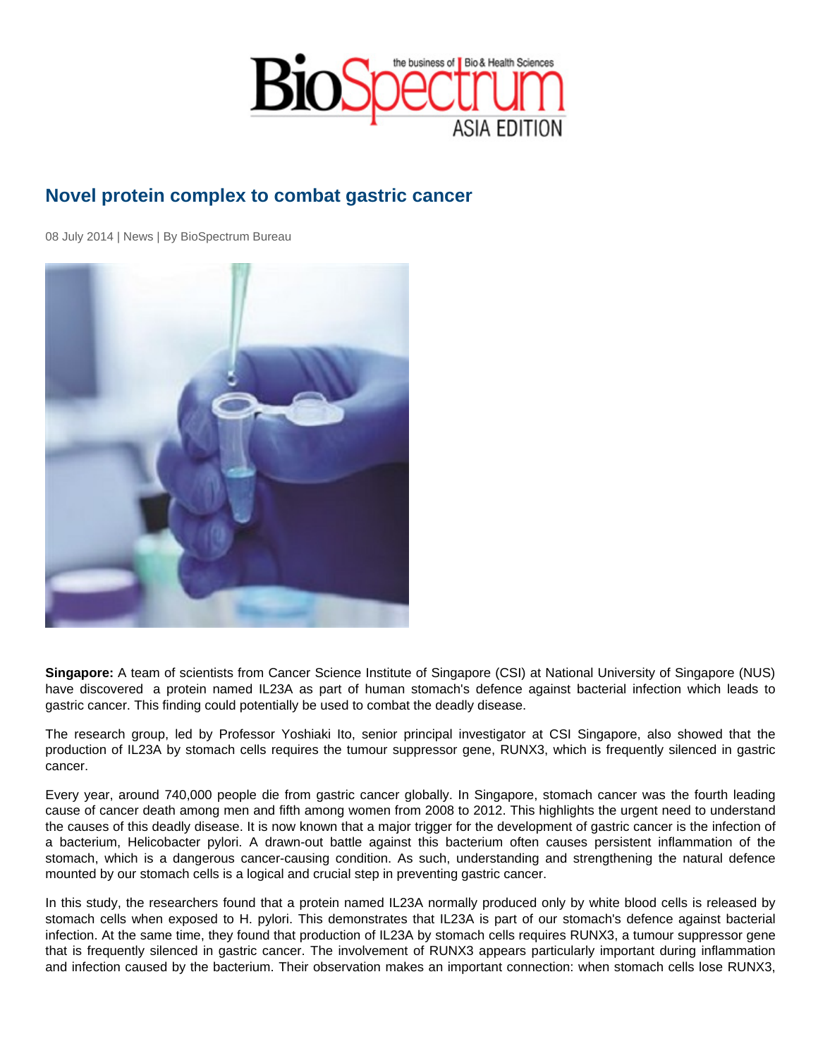# Novel protein complex to combat gastric cancer

08 July 2014 | News | By BioSpectrum Bureau

**Singapore:** A team of scientists from Cancer Science Institute of Singapore (CSI) at National University of Singapore (NUS) have discovered a protein named IL23A as part of human stomach's defence against bacterial infection which leads to gastric cancer. This finding could potentially be used to combat the deadly disease.

The research group, led by Professor Yoshiaki Ito, senior principal investigator at CSI Singapore, also showed that the production of IL23A by stomach cells requires the tumour suppressor gene, RUNX3, which is frequently silenced in gastric cancer.

Every year, around 740,000 people die from gastric cancer globally. In Singapore, stomach cancer was the fourth leading cause of cancer death among men and fifth among women from 2008 to 2012. This highlights the urgent need to understand the causes of this deadly disease. It is now known that a major trigger for the development of gastric cancer is the infection of a bacterium, Helicobacter pylori. A drawn-out battle against this bacterium often causes persistent inflammation of the stomach, which is a dangerous cancer-causing condition. As such, understanding and strengthening the natural defence mounted by our stomach cells is a logical and crucial step in preventing gastric cancer.

In this study, the researchers found that a protein named IL23A normally produced only by white blood cells is released by stomach cells when exposed to H. pylori. This demonstrates that IL23A is part of our stomach's defence against bacterial infection. At the same time, they found that production of IL23A by stomach cells requires RUNX3, a tumour suppressor gene that is frequently silenced in gastric cancer. The involvement of RUNX3 appears particularly important during inflammation and infection caused by the bacterium. Their observation makes an important connection: when stomach cells lose RUNX3,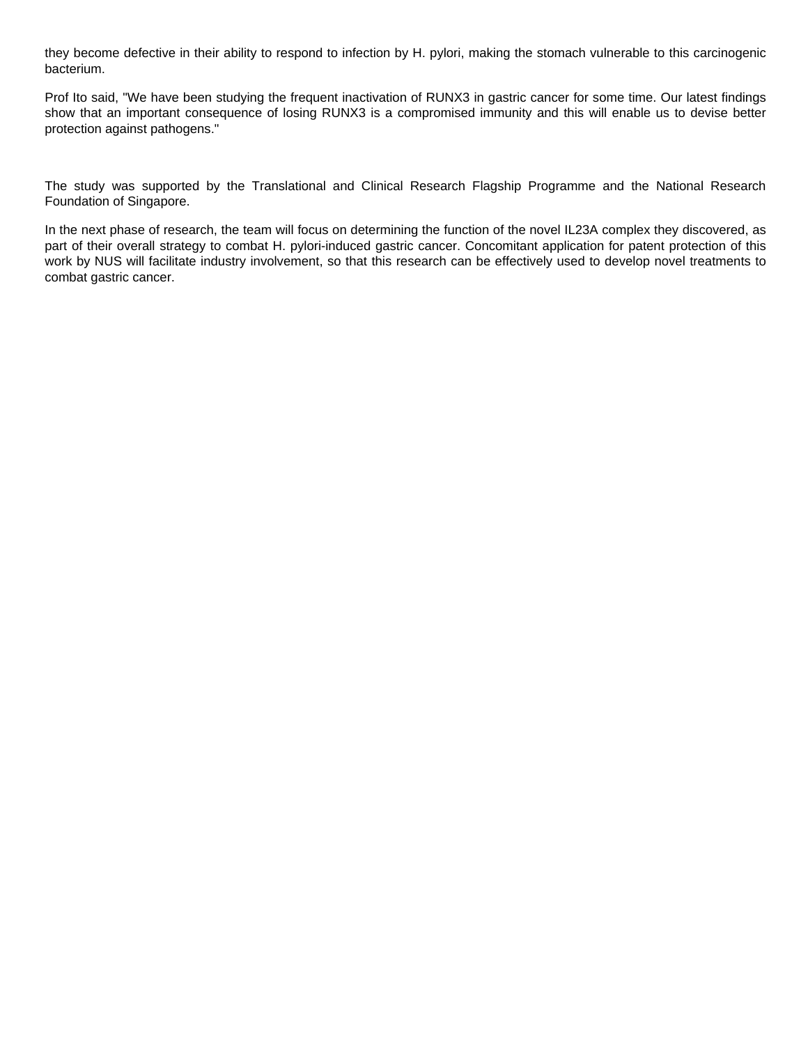they become defective in their ability to respond to infection by H. pylori, making the stomach vulnerable to this carcinogenic bacterium.

Prof Ito said, "We have been studying the frequent inactivation of RUNX3 in gastric cancer for some time. Our latest findings show that an important consequence of losing RUNX3 is a compromised immunity and this will enable us to devise better protection against pathogens."

The study was supported by the Translational and Clinical Research Flagship Programme and the National Research Foundation of Singapore.

In the next phase of research, the team will focus on determining the function of the novel IL23A complex they discovered, as part of their overall strategy to combat H. pylori-induced gastric cancer. Concomitant application for patent protection of this work by NUS will facilitate industry involvement, so that this research can be effectively used to develop novel treatments to combat gastric cancer.